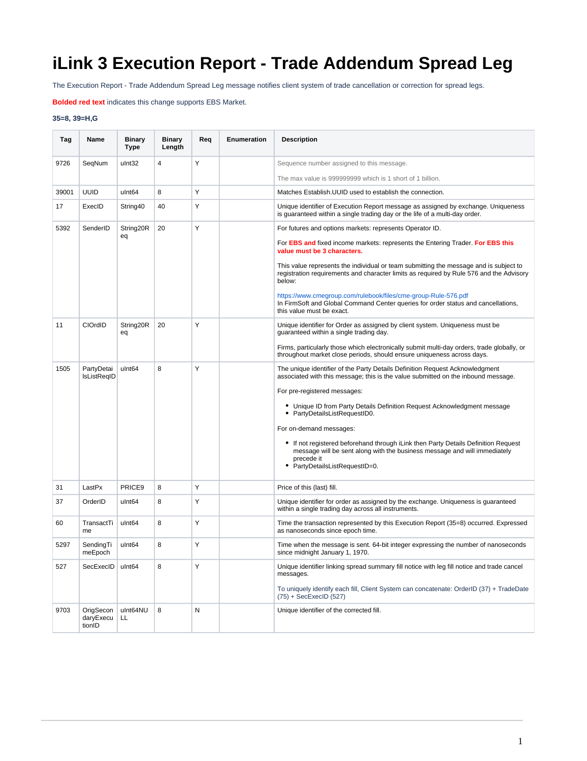# iLink 3 Execution Report - Trade Addendum Spread Leg

The Execution Report - Trade Addendum Spread Leg message notifies client system of trade cancellation or correction for spread legs.

**Bolded red text** indicates this change supports EBS Market.

**35=8, 39=H,G**

| Tag | Name | Binary Type | Binary Length | Req | Enumeration | Description |
|---|---|---|---|---|---|---|
| 9726 | SeqNum | uInt32 | 4 | Y | | Sequence number assigned to this message.<br><br>The max value is 999999999 which is 1 short of 1 billion. |
| 39001 | UUID | uInt64 | 8 | Y | | Matches Establish.UUID used to establish the connection. |
| 17 | ExecID | String40 | 40 | Y | | Unique identifier of Execution Report message as assigned by exchange. Uniqueness is guaranteed within a single trading day or the life of a multi-day order. |
| 5392 | SenderID | String20Req | 20 | Y | | For futures and options markets: represents Operator ID.<br><br>For **EBS and** fixed income markets: represents the Entering Trader. **For EBS this value must be 3 characters.**<br><br>This value represents the individual or team submitting the message and is subject to registration requirements and character limits as required by Rule 576 and the Advisory below:<br><br>https://www.cmegroup.com/rulebook/files/cme-group-Rule-576.pdf<br>In FirmSoft and Global Command Center queries for order status and cancellations, this value must be exact. |
| 11 | ClOrdID | String20Req | 20 | Y | | Unique identifier for Order as assigned by client system. Uniqueness must be guaranteed within a single trading day.<br><br>Firms, particularly those which electronically submit multi-day orders, trade globally, or throughout market close periods, should ensure uniqueness across days. |
| 1505 | PartyDetailsListReqID | uInt64 | 8 | Y | | The unique identifier of the Party Details Definition Request Acknowledgment associated with this message; this is the value submitted on the inbound message.<br><br>For pre-registered messages:<br>• Unique ID from Party Details Definition Request Acknowledgment message<br>• PartyDetailsListRequestID0.<br><br>For on-demand messages:<br>• If not registered beforehand through iLink then Party Details Definition Request message will be sent along with the business message and will immediately precede it<br>• PartyDetailsListRequestID=0. |
| 31 | LastPx | PRICE9 | 8 | Y | | Price of this (last) fill. |
| 37 | OrderID | uInt64 | 8 | Y | | Unique identifier for order as assigned by the exchange. Uniqueness is guaranteed within a single trading day across all instruments. |
| 60 | TransactTime | uInt64 | 8 | Y | | Time the transaction represented by this Execution Report (35=8) occurred. Expressed as nanoseconds since epoch time. |
| 5297 | SendingTimeEpoch | uInt64 | 8 | Y | | Time when the message is sent. 64-bit integer expressing the number of nanoseconds since midnight January 1, 1970. |
| 527 | SecExecID | uInt64 | 8 | Y | | Unique identifier linking spread summary fill notice with leg fill notice and trade cancel messages.<br><br>To uniquely identify each fill, Client System can concatenate: OrderID (37) + TradeDate (75) + SecExecID (527) |
| 9703 | OrigSecondaryExecutionID | uInt64NULL | 8 | N | | Unique identifier of the corrected fill. |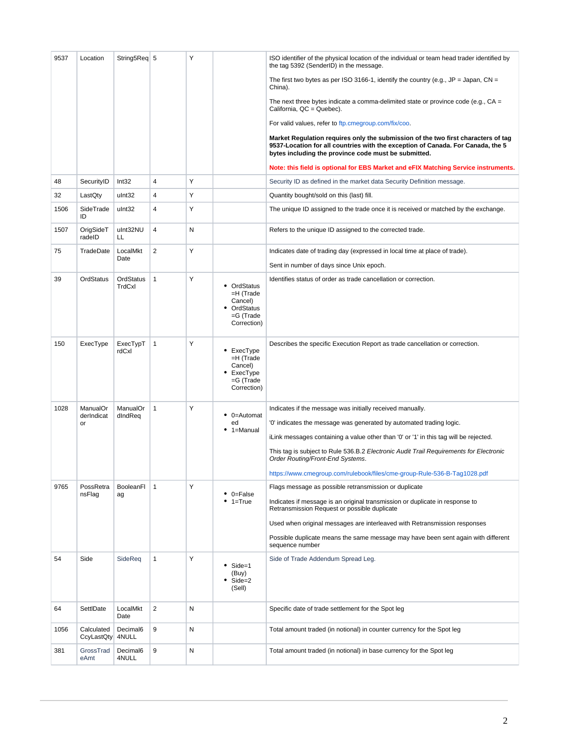| 9537 | Location | String5Req | 5 | Y | | ISO identifier of the physical location of the individual or team head trader identified by the tag 5392 (SenderID) in the message.<br><br>The first two bytes as per ISO 3166-1, identify the country (e.g., JP = Japan, CN = China).<br><br>The next three bytes indicate a comma-delimited state or province code (e.g., CA = California, QC = Quebec).<br><br>For valid values, refer to ftp.cmegroup.com/fix/coo.<br><br>**Market Regulation requires only the submission of the two first characters of tag 9537-Location for all countries with the exception of Canada. For Canada, the 5 bytes including the province code must be submitted.**<br><br>**Note: this field is optional for EBS Market and eFIX Matching Service instruments.** |
|---|---|---|---|---|---|---|
| 48 | SecurityID | Int32 | 4 | Y | | Security ID as defined in the market data Security Definition message. |
| 32 | LastQty | uInt32 | 4 | Y | | Quantity bought/sold on this (last) fill. |
| 1506 | SideTradeID | uInt32 | 4 | Y | | The unique ID assigned to the trade once it is received or matched by the exchange. |
| 1507 | OrigSideTradeID | uInt32NULL | 4 | N | | Refers to the unique ID assigned to the corrected trade. |
| 75 | TradeDate | LocalMktDate | 2 | Y | | Indicates date of trading day (expressed in local time at place of trade).<br><br>Sent in number of days since Unix epoch. |
| 39 | OrdStatus | OrdStatusTrdCxl | 1 | Y | • OrdStatus =H (Trade Cancel)<br>• OrdStatus =G (Trade Correction) | Identifies status of order as trade cancellation or correction. |
| 150 | ExecType | ExecTypTrdCxl | 1 | Y | • ExecType =H (Trade Cancel)<br>• ExecType =G (Trade Correction) | Describes the specific Execution Report as trade cancellation or correction. |
| 1028 | ManualOrderIndicator | ManualOrdIndReq | 1 | Y | • 0=Automated<br>• 1=Manual | Indicates if the message was initially received manually.<br><br>'0' indicates the message was generated by automated trading logic.<br><br>iLink messages containing a value other than '0' or '1' in this tag will be rejected.<br><br>This tag is subject to Rule 536.B.2 *Electronic Audit Trail Requirements for Electronic Order Routing/Front-End Systems*.<br><br>https://www.cmegroup.com/rulebook/files/cme-group-Rule-536-B-Tag1028.pdf |
| 9765 | PossRetransFlag | BooleanFlag | 1 | Y | • 0=False<br>• 1=True | Flags message as possible retransmission or duplicate<br><br>Indicates if message is an original transmission or duplicate in response to Retransmission Request or possible duplicate<br><br>Used when original messages are interleaved with Retransmission responses<br><br>Possible duplicate means the same message may have been sent again with different sequence number |
| 54 | Side | SideReq | 1 | Y | • Side=1 (Buy)<br>• Side=2 (Sell) | Side of Trade Addendum Spread Leg. |
| 64 | SettlDate | LocalMktDate | 2 | N | | Specific date of trade settlement for the Spot leg |
| 1056 | CalculatedCcyLastQty | Decimal64NULL | 9 | N | | Total amount traded (in notional) in counter currency for the Spot leg |
| 381 | GrossTradeAmt | Decimal64NULL | 9 | N | | Total amount traded (in notional) in base currency for the Spot leg |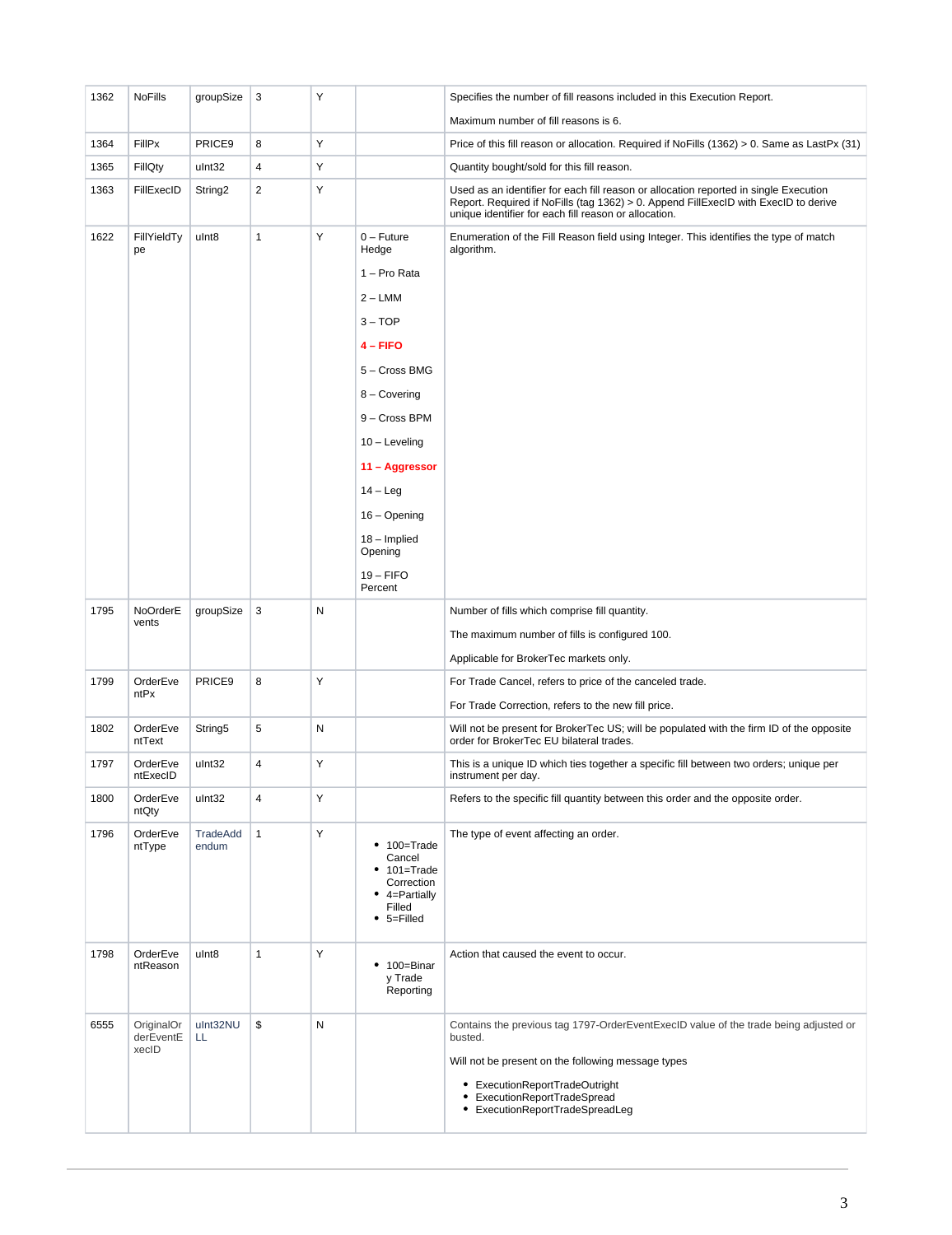| | | | | | | |
|---|---|---|---|---|---|---|
| 1362 | NoFills | groupSize | 3 | Y | | Specifies the number of fill reasons included in this Execution Report.<br><br>Maximum number of fill reasons is 6. |
| 1364 | FillPx | PRICE9 | 8 | Y | | Price of this fill reason or allocation. Required if NoFills (1362) > 0. Same as LastPx (31) |
| 1365 | FillQty | uInt32 | 4 | Y | | Quantity bought/sold for this fill reason. |
| 1363 | FillExecID | String2 | 2 | Y | | Used as an identifier for each fill reason or allocation reported in single Execution Report. Required if NoFills (tag 1362) > 0. Append FillExecID with ExecID to derive unique identifier for each fill reason or allocation. |
| 1622 | FillYieldType | uInt8 | 1 | Y | 0 – Future Hedge<br><br>1 – Pro Rata<br><br>2 – LMM<br><br>3 – TOP<br><br>**4 – FIFO**<br><br>5 – Cross BMG<br><br>8 – Covering<br><br>9 – Cross BPM<br><br>10 – Leveling<br><br>**11 – Aggressor**<br><br>14 – Leg<br><br>16 – Opening<br><br>18 – Implied Opening<br><br>19 – FIFO Percent | Enumeration of the Fill Reason field using Integer. This identifies the type of match algorithm. |
| 1795 | NoOrderEvents | groupSize | 3 | N | | Number of fills which comprise fill quantity.<br><br>The maximum number of fills is configured 100.<br><br>Applicable for BrokerTec markets only. |
| 1799 | OrderEventPx | PRICE9 | 8 | Y | | For Trade Cancel, refers to price of the canceled trade.<br><br>For Trade Correction, refers to the new fill price. |
| 1802 | OrderEventText | String5 | 5 | N | | Will not be present for BrokerTec US; will be populated with the firm ID of the opposite order for BrokerTec EU bilateral trades. |
| 1797 | OrderEventExecID | uInt32 | 4 | Y | | This is a unique ID which ties together a specific fill between two orders; unique per instrument per day. |
| 1800 | OrderEventQty | uInt32 | 4 | Y | | Refers to the specific fill quantity between this order and the opposite order. |
| 1796 | OrderEventType | TradeAddendum | 1 | Y | • 100=Trade Cancel<br>• 101=Trade Correction<br>• 4=Partially Filled<br>• 5=Filled | The type of event affecting an order. |
| 1798 | OrderEventReason | uInt8 | 1 | Y | • 100=Binary Trade Reporting | Action that caused the event to occur. |
| 6555 | OriginalOrderEventExecID | uInt32NULL | $ | N | | Contains the previous tag 1797-OrderEventExecID value of the trade being adjusted or busted.<br><br>Will not be present on the following message types<br><br>• ExecutionReportTradeOutright<br>• ExecutionReportTradeSpread<br>• ExecutionReportTradeSpreadLeg |